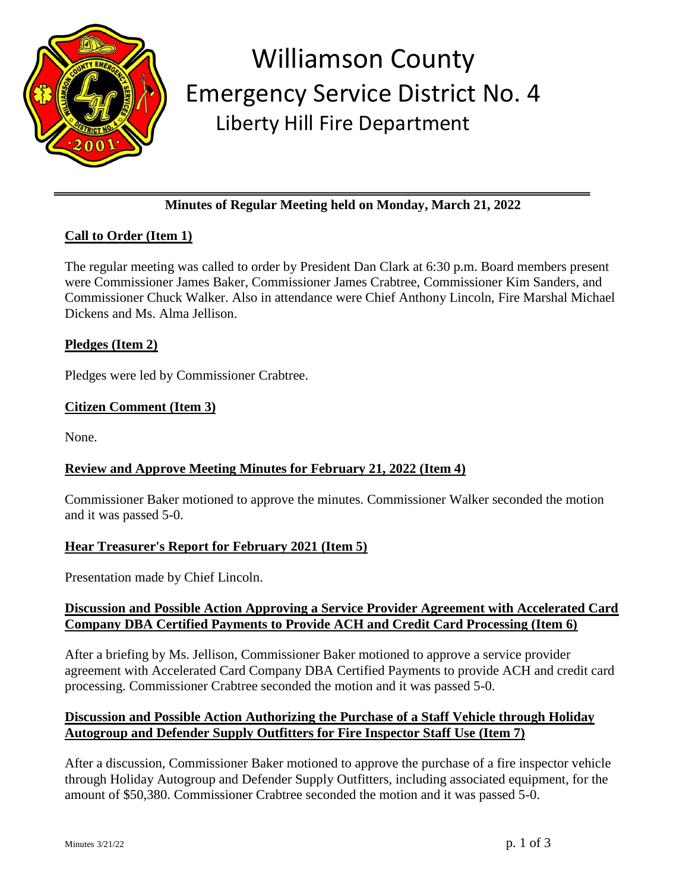# Williamson County
## Emergency Service District No. 4
### Liberty Hill Fire Department

---

**Minutes of Regular Meeting held on Monday, March 21, 2022**

**Call to Order (Item 1)**

The regular meeting was called to order by President Dan Clark at 6:30 p.m. Board members present were Commissioner James Baker, Commissioner James Crabtree, Commissioner Kim Sanders, and Commissioner Chuck Walker. Also in attendance were Chief Anthony Lincoln, Fire Marshal Michael Dickens and Ms. Alma Jellison.

**Pledges (Item 2)**

Pledges were led by Commissioner Crabtree.

**Citizen Comment (Item 3)**

None.

**Review and Approve Meeting Minutes for February 21, 2022 (Item 4)**

Commissioner Baker motioned to approve the minutes. Commissioner Walker seconded the motion and it was passed 5-0.

**Hear Treasurer's Report for February 2021 (Item 5)**

Presentation made by Chief Lincoln.

**Discussion and Possible Action Approving a Service Provider Agreement with Accelerated Card Company DBA Certified Payments to Provide ACH and Credit Card Processing (Item 6)**

After a briefing by Ms. Jellison, Commissioner Baker motioned to approve a service provider agreement with Accelerated Card Company DBA Certified Payments to provide ACH and credit card processing. Commissioner Crabtree seconded the motion and it was passed 5-0.

**Discussion and Possible Action Authorizing the Purchase of a Staff Vehicle through Holiday Autogroup and Defender Supply Outfitters for Fire Inspector Staff Use (Item 7)**

After a discussion, Commissioner Baker motioned to approve the purchase of a fire inspector vehicle through Holiday Autogroup and Defender Supply Outfitters, including associated equipment, for the amount of $50,380. Commissioner Crabtree seconded the motion and it was passed 5-0.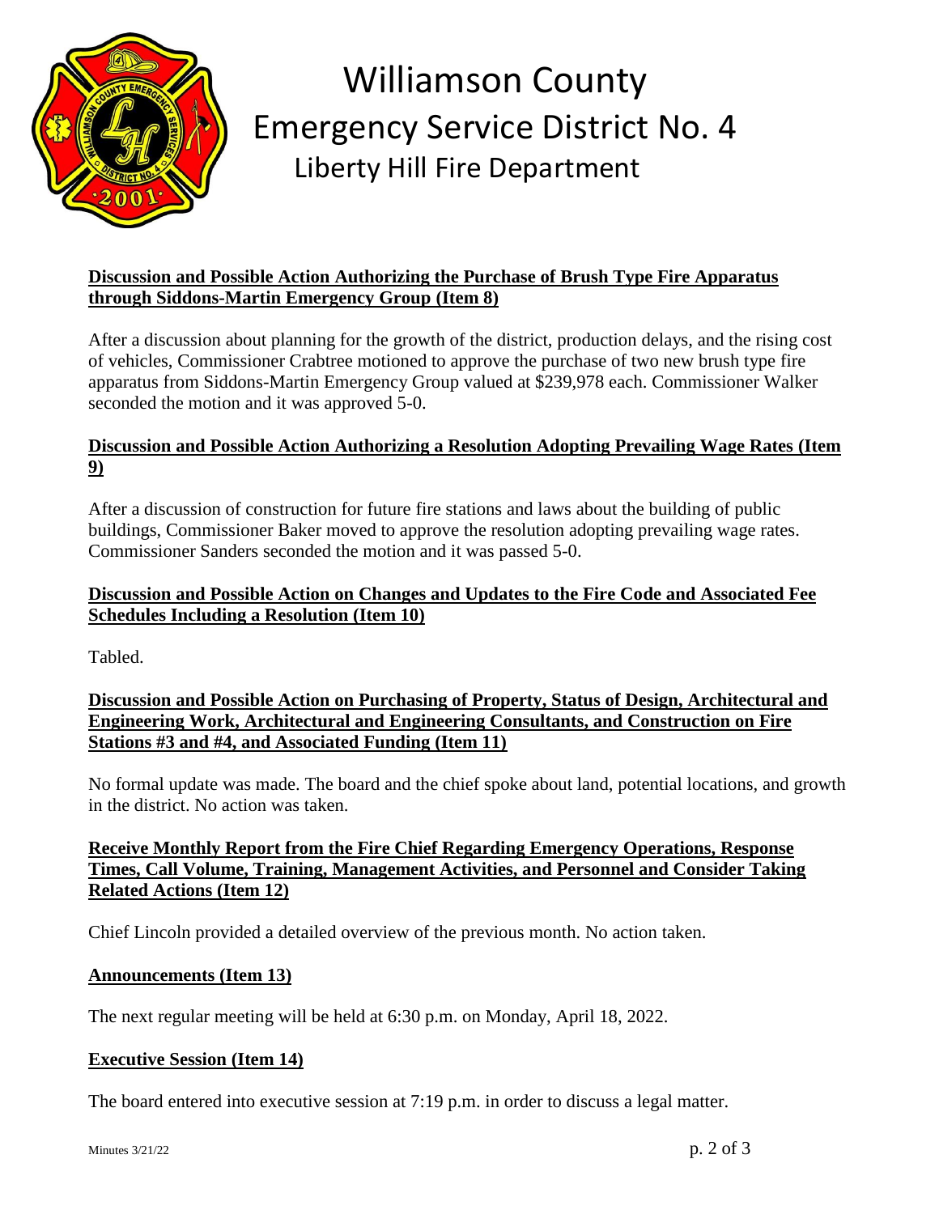# Williamson County Emergency Service District No. 4

## Liberty Hill Fire Department

**Discussion and Possible Action Authorizing the Purchase of Brush Type Fire Apparatus through Siddons-Martin Emergency Group (Item 8)**

After a discussion about planning for the growth of the district, production delays, and the rising cost of vehicles, Commissioner Crabtree motioned to approve the purchase of two new brush type fire apparatus from Siddons-Martin Emergency Group valued at $239,978 each. Commissioner Walker seconded the motion and it was approved 5-0.

**Discussion and Possible Action Authorizing a Resolution Adopting Prevailing Wage Rates (Item 9)**

After a discussion of construction for future fire stations and laws about the building of public buildings, Commissioner Baker moved to approve the resolution adopting prevailing wage rates. Commissioner Sanders seconded the motion and it was passed 5-0.

**Discussion and Possible Action on Changes and Updates to the Fire Code and Associated Fee Schedules Including a Resolution (Item 10)**

Tabled.

**Discussion and Possible Action on Purchasing of Property, Status of Design, Architectural and Engineering Work, Architectural and Engineering Consultants, and Construction on Fire Stations #3 and #4, and Associated Funding (Item 11)**

No formal update was made. The board and the chief spoke about land, potential locations, and growth in the district. No action was taken.

**Receive Monthly Report from the Fire Chief Regarding Emergency Operations, Response Times, Call Volume, Training, Management Activities, and Personnel and Consider Taking Related Actions (Item 12)**

Chief Lincoln provided a detailed overview of the previous month. No action taken.

**Announcements (Item 13)**

The next regular meeting will be held at 6:30 p.m. on Monday, April 18, 2022.

**Executive Session (Item 14)**

The board entered into executive session at 7:19 p.m. in order to discuss a legal matter.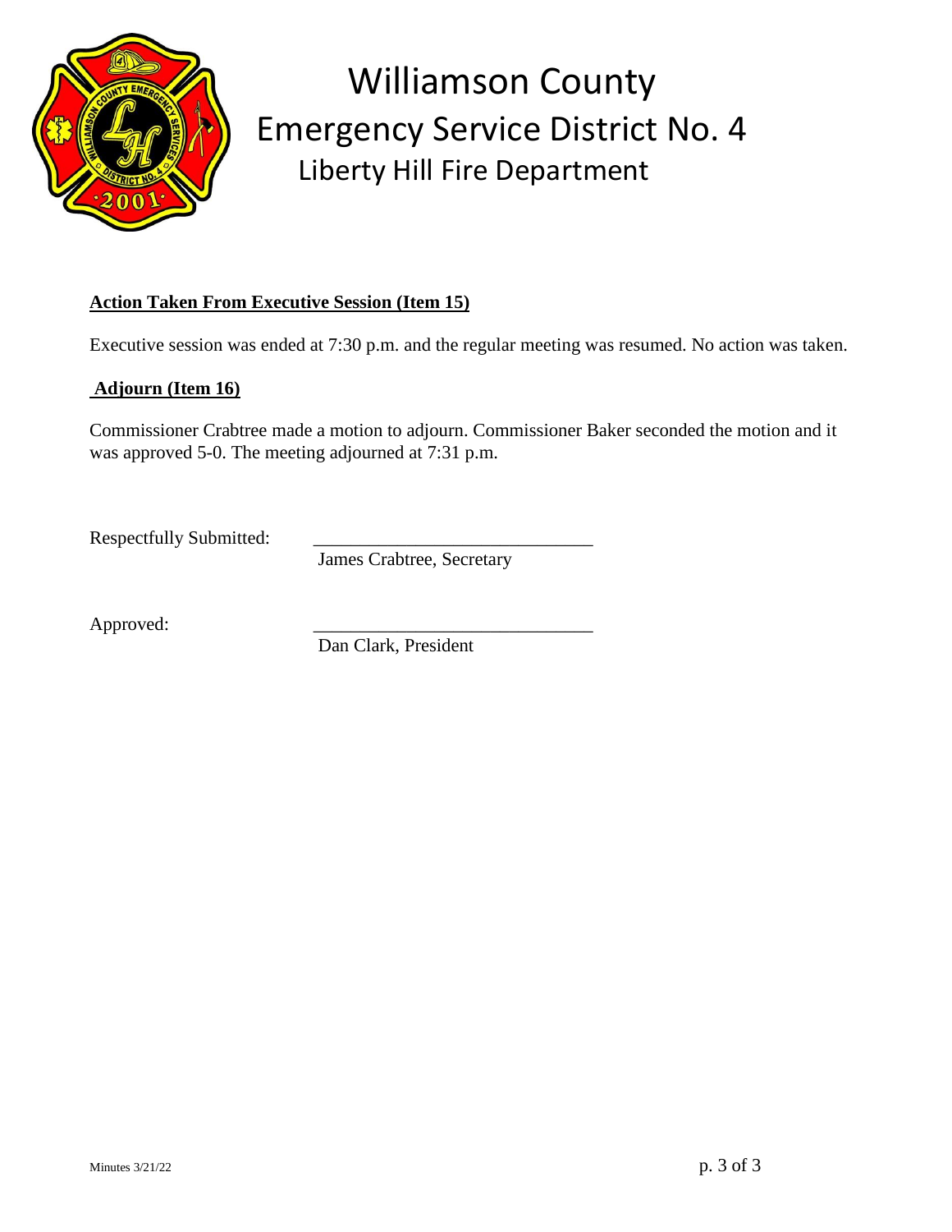# Williamson County
## Emergency Service District No. 4
### Liberty Hill Fire Department

**Action Taken From Executive Session (Item 15)**

Executive session was ended at 7:30 p.m. and the regular meeting was resumed. No action was taken.

**Adjourn (Item 16)**

Commissioner Crabtree made a motion to adjourn. Commissioner Baker seconded the motion and it was approved 5-0. The meeting adjourned at 7:31 p.m.

Respectfully Submitted: ______________________________
James Crabtree, Secretary

Approved: ______________________________
Dan Clark, President